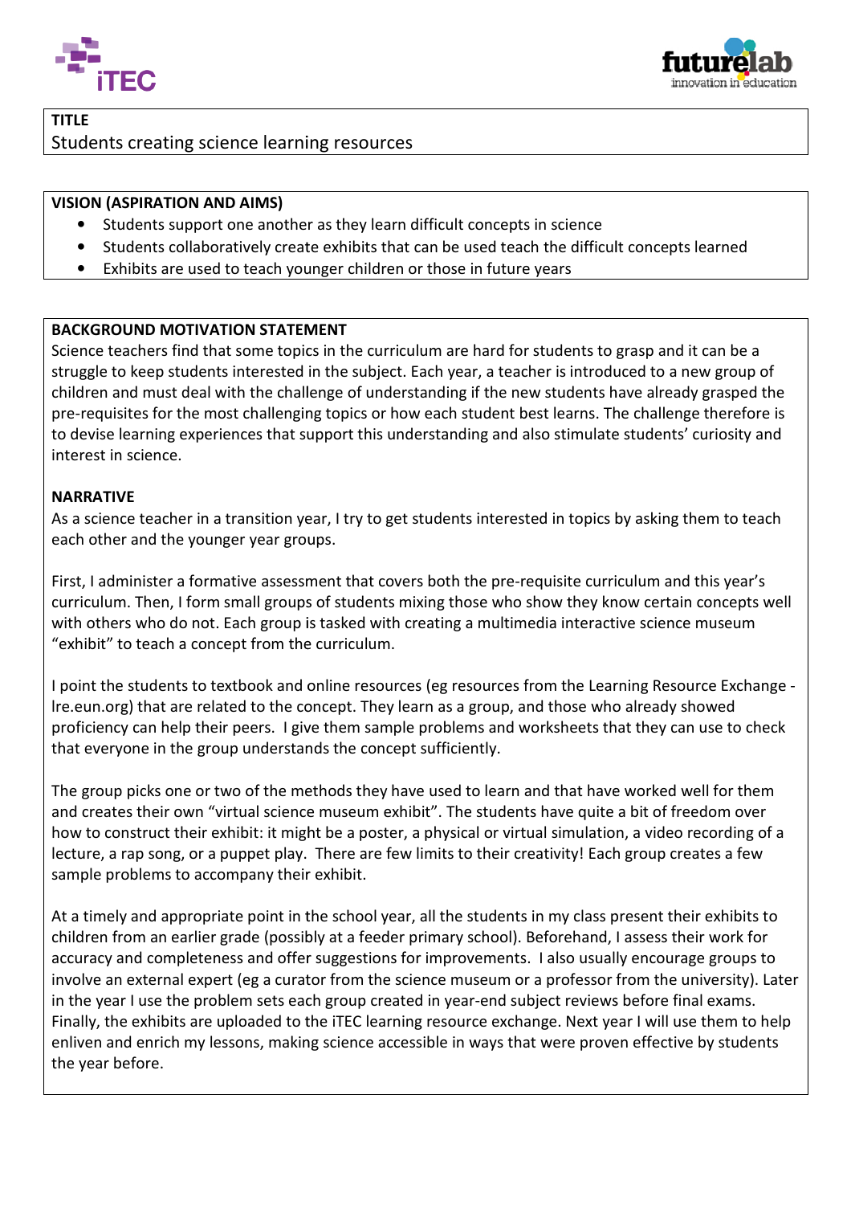**TITLE**

Students creating science learning resources

**VISION (ASPIRATION AND AIMS)**

- Students support one another as they learn difficult concepts in science
- Students collaboratively create exhibits that can be used teach the difficult concepts learned
- Exhibits are used to teach younger children or those in future years

**BACKGROUND MOTIVATION STATEMENT**

Science teachers find that some topics in the curriculum are hard for students to grasp and it can be a struggle to keep students interested in the subject. Each year, a teacher is introduced to a new group of children and must deal with the challenge of understanding if the new students have already grasped the pre-requisites for the most challenging topics or how each student best learns. The challenge therefore is to devise learning experiences that support this understanding and also stimulate students' curiosity and interest in science.

**NARRATIVE**

As a science teacher in a transition year, I try to get students interested in topics by asking them to teach each other and the younger year groups.

First, I administer a formative assessment that covers both the pre-requisite curriculum and this year's curriculum. Then, I form small groups of students mixing those who show they know certain concepts well with others who do not. Each group is tasked with creating a multimedia interactive science museum "exhibit" to teach a concept from the curriculum.

I point the students to textbook and online resources (eg resources from the Learning Resource Exchange - lre.eun.org) that are related to the concept. They learn as a group, and those who already showed proficiency can help their peers. I give them sample problems and worksheets that they can use to check that everyone in the group understands the concept sufficiently.

The group picks one or two of the methods they have used to learn and that have worked well for them and creates their own "virtual science museum exhibit". The students have quite a bit of freedom over how to construct their exhibit: it might be a poster, a physical or virtual simulation, a video recording of a lecture, a rap song, or a puppet play. There are few limits to their creativity! Each group creates a few sample problems to accompany their exhibit.

At a timely and appropriate point in the school year, all the students in my class present their exhibits to children from an earlier grade (possibly at a feeder primary school). Beforehand, I assess their work for accuracy and completeness and offer suggestions for improvements. I also usually encourage groups to involve an external expert (eg a curator from the science museum or a professor from the university). Later in the year I use the problem sets each group created in year-end subject reviews before final exams. Finally, the exhibits are uploaded to the iTEC learning resource exchange. Next year I will use them to help enliven and enrich my lessons, making science accessible in ways that were proven effective by students the year before.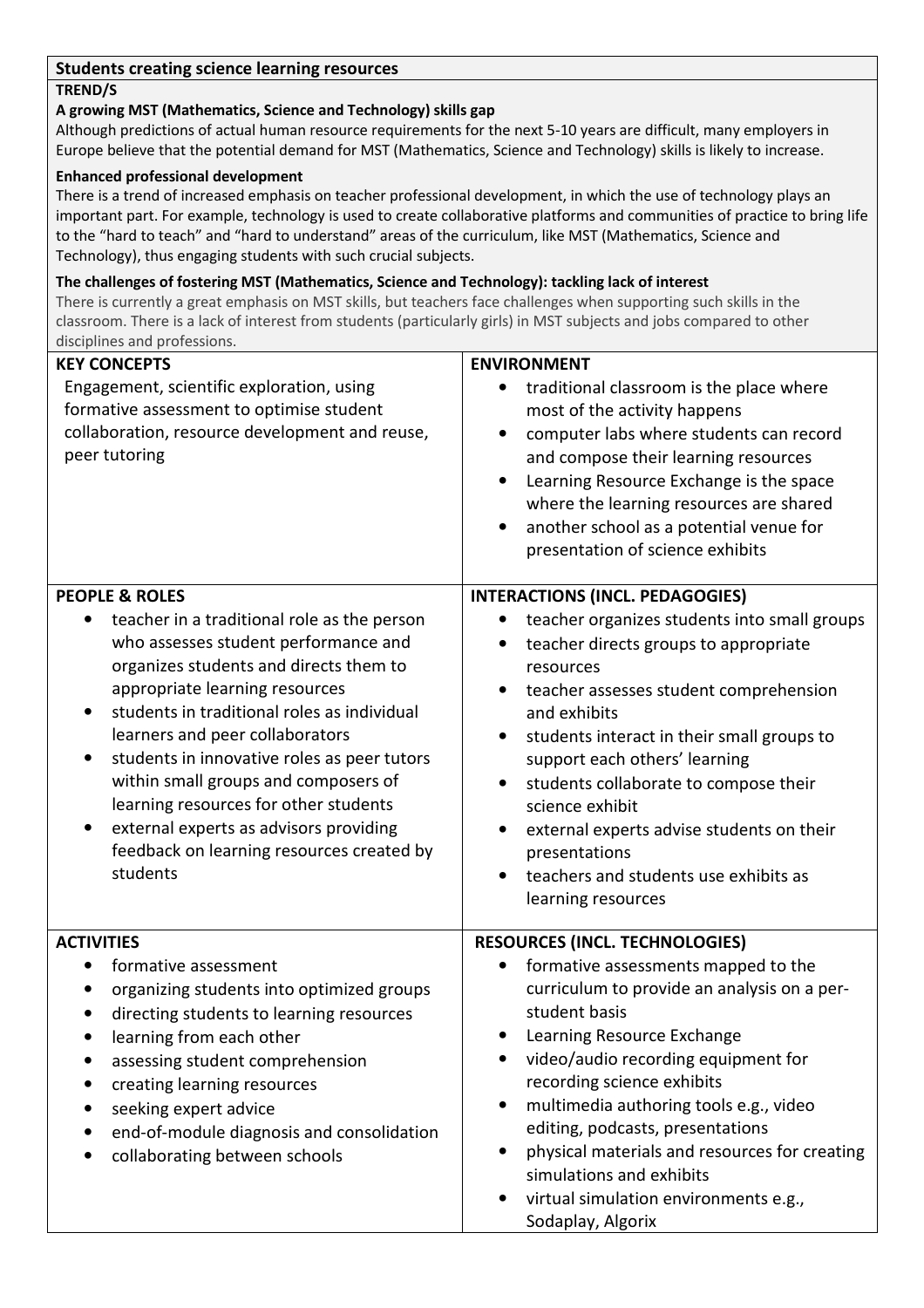**Students creating science learning resources**

**TREND/S**

**A growing MST (Mathematics, Science and Technology) skills gap**

Although predictions of actual human resource requirements for the next 5-10 years are difficult, many employers in Europe believe that the potential demand for MST (Mathematics, Science and Technology) skills is likely to increase.

**Enhanced professional development**

There is a trend of increased emphasis on teacher professional development, in which the use of technology plays an important part. For example, technology is used to create collaborative platforms and communities of practice to bring life to the "hard to teach" and "hard to understand" areas of the curriculum, like MST (Mathematics, Science and Technology), thus engaging students with such crucial subjects.

**The challenges of fostering MST (Mathematics, Science and Technology): tackling lack of interest**

There is currently a great emphasis on MST skills, but teachers face challenges when supporting such skills in the classroom. There is a lack of interest from students (particularly girls) in MST subjects and jobs compared to other disciplines and professions.

**KEY CONCEPTS**

Engagement, scientific exploration, using formative assessment to optimise student collaboration, resource development and reuse, peer tutoring

**ENVIRONMENT**

- traditional classroom is the place where most of the activity happens
- computer labs where students can record and compose their learning resources
- Learning Resource Exchange is the space where the learning resources are shared
- another school as a potential venue for presentation of science exhibits

**PEOPLE & ROLES**

- teacher in a traditional role as the person who assesses student performance and organizes students and directs them to appropriate learning resources
- students in traditional roles as individual learners and peer collaborators
- students in innovative roles as peer tutors within small groups and composers of learning resources for other students
- external experts as advisors providing feedback on learning resources created by students

**INTERACTIONS (INCL. PEDAGOGIES)**

- teacher organizes students into small groups
- teacher directs groups to appropriate resources
- teacher assesses student comprehension and exhibits
- students interact in their small groups to support each others' learning
- students collaborate to compose their science exhibit
- external experts advise students on their presentations
- teachers and students use exhibits as learning resources

**ACTIVITIES**

- formative assessment
- organizing students into optimized groups
- directing students to learning resources
- learning from each other
- assessing student comprehension
- creating learning resources
- seeking expert advice
- end-of-module diagnosis and consolidation
- collaborating between schools

**RESOURCES (INCL. TECHNOLOGIES)**

- formative assessments mapped to the curriculum to provide an analysis on a per-student basis
- Learning Resource Exchange
- video/audio recording equipment for recording science exhibits
- multimedia authoring tools e.g., video editing, podcasts, presentations
- physical materials and resources for creating simulations and exhibits
- virtual simulation environments e.g., Sodaplay, Algorix